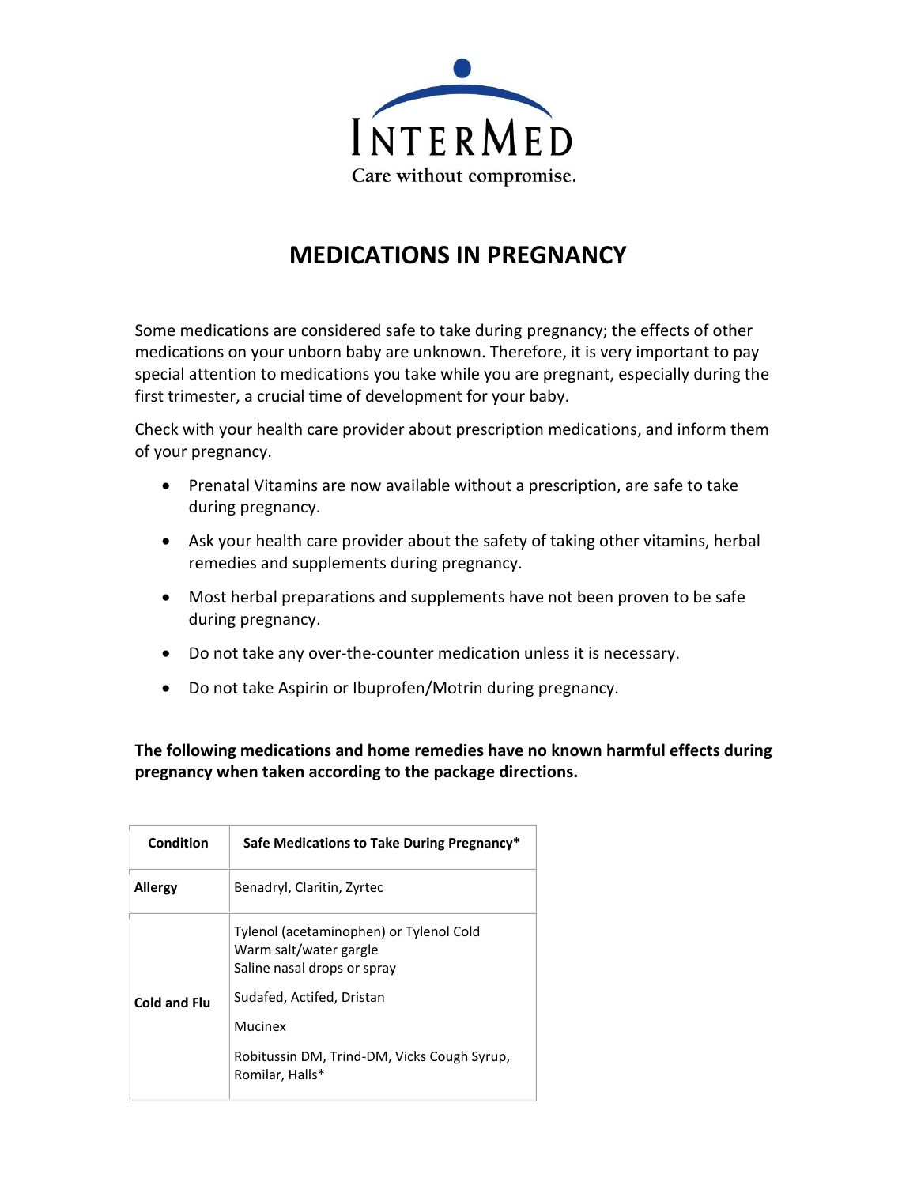INTERMED

Care without compromise.

# MEDICATIONS IN PREGNANCY

Some medications are considered safe to take during pregnancy; the effects of other medications on your unborn baby are unknown. Therefore, it is very important to pay special attention to medications you take while you are pregnant, especially during the first trimester, a crucial time of development for your baby.

Check with your health care provider about prescription medications, and inform them of your pregnancy.

- Prenatal Vitamins are now available without a prescription, are safe to take during pregnancy.
- Ask your health care provider about the safety of taking other vitamins, herbal remedies and supplements during pregnancy.
- Most herbal preparations and supplements have not been proven to be safe during pregnancy.
- Do not take any over-the-counter medication unless it is necessary.
- Do not take Aspirin or Ibuprofen/Motrin during pregnancy.

**The following medications and home remedies have no known harmful effects during pregnancy when taken according to the package directions.**

| Condition | Safe Medications to Take During Pregnancy* |
| --- | --- |
| **Allergy** | Benadryl, Claritin, Zyrtec |
| **Cold and Flu** | Tylenol (acetaminophen) or Tylenol Cold<br>Warm salt/water gargle<br>Saline nasal drops or spray<br><br>Sudafed, Actifed, Dristan<br><br>Mucinex<br><br>Robitussin DM, Trind-DM, Vicks Cough Syrup, Romilar, Halls* |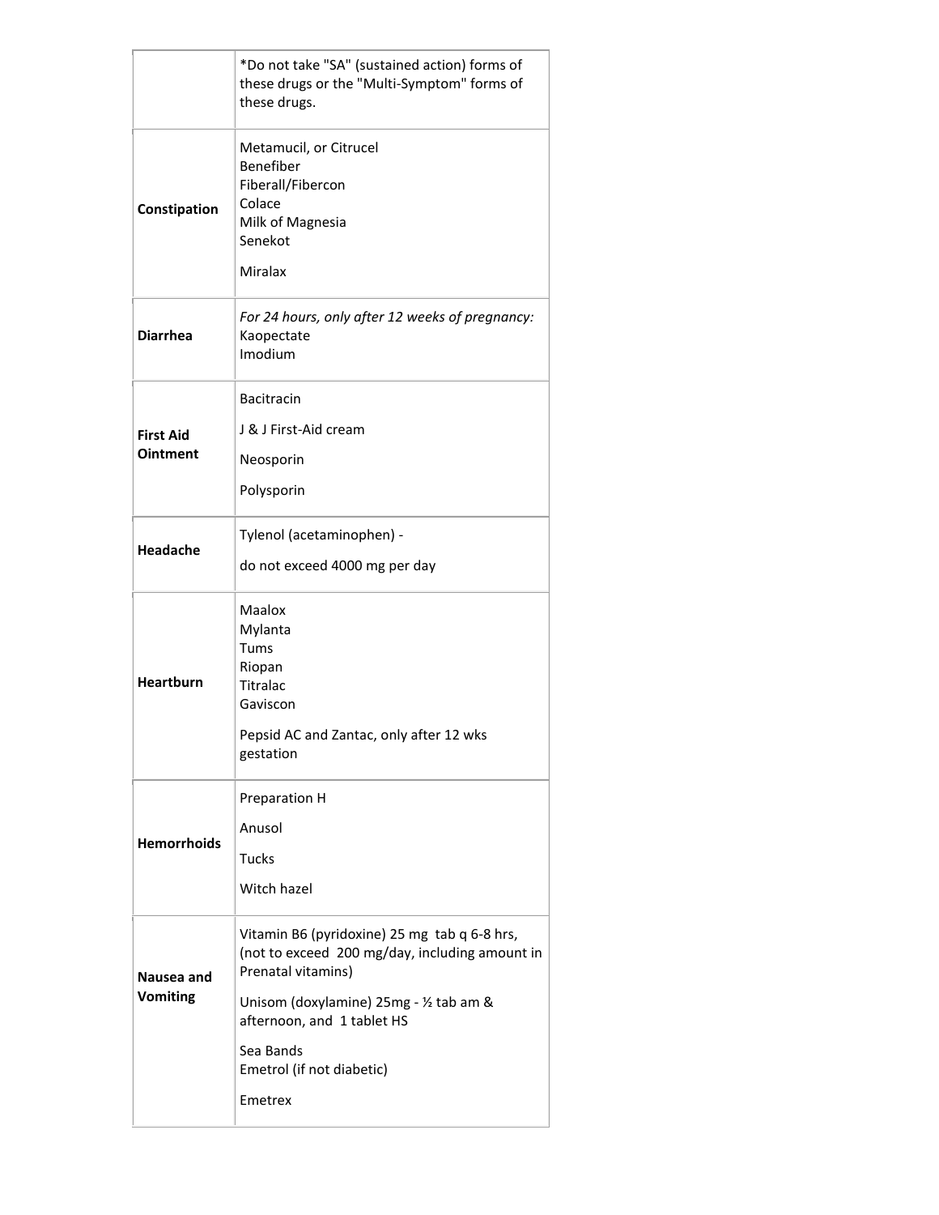| | |
|---|---|
| | *Do not take "SA" (sustained action) forms of these drugs or the "Multi-Symptom" forms of these drugs. |
| **Constipation** | Metamucil, or Citrucel<br>Benefiber<br>Fiberall/Fibercon<br>Colace<br>Milk of Magnesia<br>Senekot<br>Miralax |
| **Diarrhea** | *For 24 hours, only after 12 weeks of pregnancy:*<br>Kaopectate<br>Imodium |
| **First Aid Ointment** | Bacitracin<br>J & J First-Aid cream<br>Neosporin<br>Polysporin |
| **Headache** | Tylenol (acetaminophen) -<br>do not exceed 4000 mg per day |
| **Heartburn** | Maalox<br>Mylanta<br>Tums<br>Riopan<br>Titralac<br>Gaviscon<br>Pepsid AC and Zantac, only after 12 wks gestation |
| **Hemorrhoids** | Preparation H<br>Anusol<br>Tucks<br>Witch hazel |
| **Nausea and Vomiting** | Vitamin B6 (pyridoxine) 25 mg tab q 6-8 hrs, (not to exceed 200 mg/day, including amount in Prenatal vitamins)<br>Unisom (doxylamine) 25mg - ½ tab am & afternoon, and 1 tablet HS<br>Sea Bands<br>Emetrol (if not diabetic)<br>Emetrex |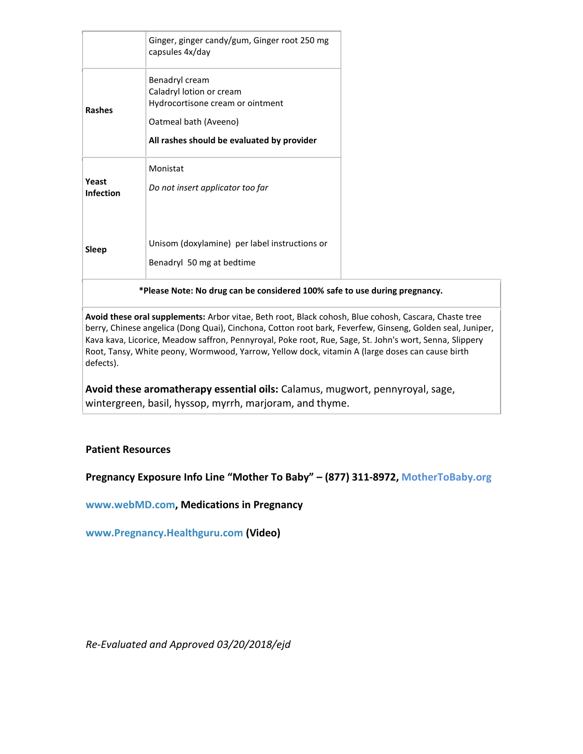| | |
|---|---|
| | Ginger, ginger candy/gum, Ginger root 250 mg capsules 4x/day |
| **Rashes** | Benadryl cream<br>Caladryl lotion or cream<br>Hydrocortisone cream or ointment<br><br>Oatmeal bath (Aveeno)<br><br>**All rashes should be evaluated by provider** |
| **Yeast Infection** | Monistat<br><br>*Do not insert applicator too far* |
| **Sleep** | Unisom (doxylamine) per label instructions or<br><br>Benadryl 50 mg at bedtime |

**\*Please Note: No drug can be considered 100% safe to use during pregnancy.**

**Avoid these oral supplements:** Arbor vitae, Beth root, Black cohosh, Blue cohosh, Cascara, Chaste tree berry, Chinese angelica (Dong Quai), Cinchona, Cotton root bark, Feverfew, Ginseng, Golden seal, Juniper, Kava kava, Licorice, Meadow saffron, Pennyroyal, Poke root, Rue, Sage, St. John's wort, Senna, Slippery Root, Tansy, White peony, Wormwood, Yarrow, Yellow dock, vitamin A (large doses can cause birth defects).

**Avoid these aromatherapy essential oils:** Calamus, mugwort, pennyroyal, sage, wintergreen, basil, hyssop, myrrh, marjoram, and thyme.

**Patient Resources**

**Pregnancy Exposure Info Line "Mother To Baby" – (877) 311-8972, MotherToBaby.org**

**www.webMD.com, Medications in Pregnancy**

**www.Pregnancy.Healthguru.com (Video)**

*Re-Evaluated and Approved 03/20/2018/ejd*